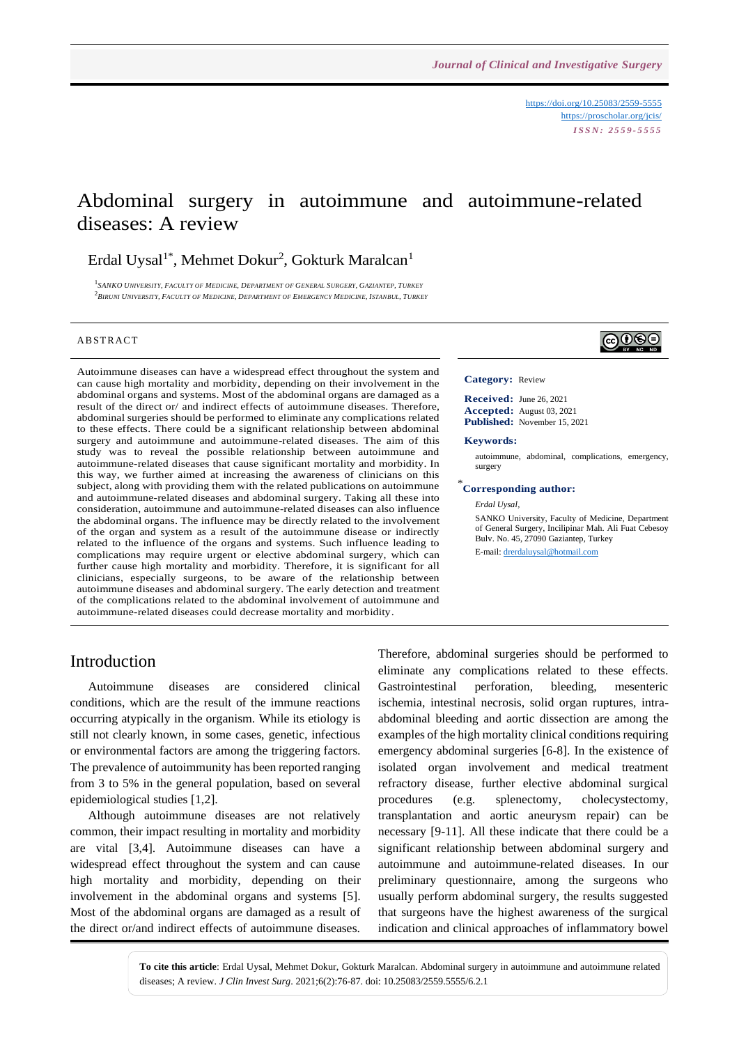https://doi.org/10.25083/2559-5555
https://proscholar.org/jcis/
*ISSN: 2559-5555*

# Abdominal surgery in autoimmune and autoimmune-related diseases: A review

Erdal Uysal[1*], Mehmet Dokur[2], Gokturk Maralcan[1]

[1]SANKO University, Faculty of Medicine, Department of General Surgery, Gaziantep, Turkey
[2]Biruni University, Faculty of Medicine, Department of Emergency Medicine, Istanbul, Turkey

## ABSTRACT

Autoimmune diseases can have a widespread effect throughout the system and can cause high mortality and morbidity, depending on their involvement in the abdominal organs and systems. Most of the abdominal organs are damaged as a result of the direct or/ and indirect effects of autoimmune diseases. Therefore, abdominal surgeries should be performed to eliminate any complications related to these effects. There could be a significant relationship between abdominal surgery and autoimmune and autoimmune-related diseases. The aim of this study was to reveal the possible relationship between autoimmune and autoimmune-related diseases that cause significant mortality and morbidity. In this way, we further aimed at increasing the awareness of clinicians on this subject, along with providing them with the related publications on autoimmune and autoimmune-related diseases and abdominal surgery. Taking all these into consideration, autoimmune and autoimmune-related diseases can also influence the abdominal organs. The influence may be directly related to the involvement of the organ and system as a result of the autoimmune disease or indirectly related to the influence of the organs and systems. Such influence leading to complications may require urgent or elective abdominal surgery, which can further cause high mortality and morbidity. Therefore, it is significant for all clinicians, especially surgeons, to be aware of the relationship between autoimmune diseases and abdominal surgery. The early detection and treatment of the complications related to the abdominal involvement of autoimmune and autoimmune-related diseases could decrease mortality and morbidity.

**Category:** Review

**Received:** June 26, 2021
**Accepted:** August 03, 2021
**Published:** November 15, 2021

**Keywords:**

autoimmune, abdominal, complications, emergency, surgery

**\*Corresponding author:**

*Erdal Uysal,*

SANKO University, Faculty of Medicine, Department of General Surgery, Incilipinar Mah. Ali Fuat Cebesoy Bulv. No. 45, 27090 Gaziantep, Turkey

E-mail: drerdaluysal@hotmail.com

## Introduction

Autoimmune diseases are considered clinical conditions, which are the result of the immune reactions occurring atypically in the organism. While its etiology is still not clearly known, in some cases, genetic, infectious or environmental factors are among the triggering factors. The prevalence of autoimmunity has been reported ranging from 3 to 5% in the general population, based on several epidemiological studies [1,2].

Although autoimmune diseases are not relatively common, their impact resulting in mortality and morbidity are vital [3,4]. Autoimmune diseases can have a widespread effect throughout the system and can cause high mortality and morbidity, depending on their involvement in the abdominal organs and systems [5]. Most of the abdominal organs are damaged as a result of the direct or/and indirect effects of autoimmune diseases. Therefore, abdominal surgeries should be performed to eliminate any complications related to these effects. Gastrointestinal perforation, bleeding, mesenteric ischemia, intestinal necrosis, solid organ ruptures, intra-abdominal bleeding and aortic dissection are among the examples of the high mortality clinical conditions requiring emergency abdominal surgeries [6-8]. In the existence of isolated organ involvement and medical treatment refractory disease, further elective abdominal surgical procedures (e.g. splenectomy, cholecystectomy, transplantation and aortic aneurysm repair) can be necessary [9-11]. All these indicate that there could be a significant relationship between abdominal surgery and autoimmune and autoimmune-related diseases. In our preliminary questionnaire, among the surgeons who usually perform abdominal surgery, the results suggested that surgeons have the highest awareness of the surgical indication and clinical approaches of inflammatory bowel

**To cite this article**: Erdal Uysal, Mehmet Dokur, Gokturk Maralcan. Abdominal surgery in autoimmune and autoimmune related diseases; A review. *J Clin Invest Surg*. 2021;6(2):76-87. doi: 10.25083/2559.5555/6.2.1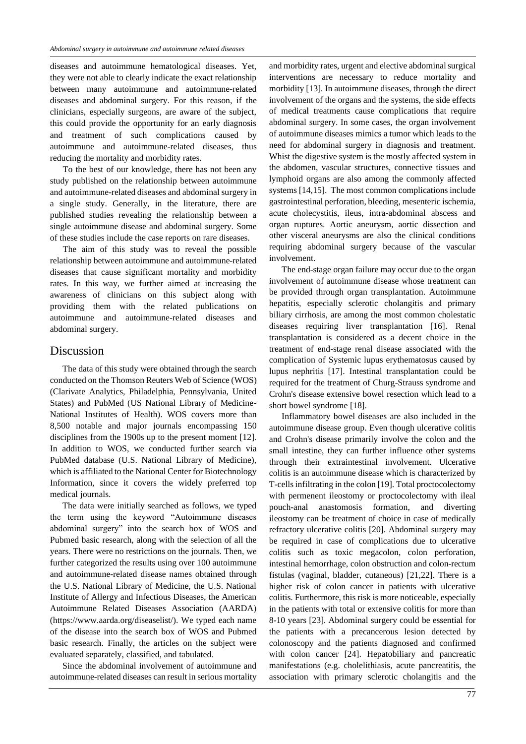diseases and autoimmune hematological diseases. Yet, they were not able to clearly indicate the exact relationship between many autoimmune and autoimmune-related diseases and abdominal surgery. For this reason, if the clinicians, especially surgeons, are aware of the subject, this could provide the opportunity for an early diagnosis and treatment of such complications caused by autoimmune and autoimmune-related diseases, thus reducing the mortality and morbidity rates.

To the best of our knowledge, there has not been any study published on the relationship between autoimmune and autoimmune-related diseases and abdominal surgery in a single study. Generally, in the literature, there are published studies revealing the relationship between a single autoimmune disease and abdominal surgery. Some of these studies include the case reports on rare diseases.

The aim of this study was to reveal the possible relationship between autoimmune and autoimmune-related diseases that cause significant mortality and morbidity rates. In this way, we further aimed at increasing the awareness of clinicians on this subject along with providing them with the related publications on autoimmune and autoimmune-related diseases and abdominal surgery.

## Discussion

The data of this study were obtained through the search conducted on the Thomson Reuters Web of Science (WOS) (Clarivate Analytics, Philadelphia, Pennsylvania, United States) and PubMed (US National Library of Medicine-National Institutes of Health). WOS covers more than 8,500 notable and major journals encompassing 150 disciplines from the 1900s up to the present moment [12]. In addition to WOS, we conducted further search via PubMed database (U.S. National Library of Medicine), which is affiliated to the National Center for Biotechnology Information, since it covers the widely preferred top medical journals.

The data were initially searched as follows, we typed the term using the keyword "Autoimmune diseases abdominal surgery" into the search box of WOS and Pubmed basic research, along with the selection of all the years. There were no restrictions on the journals. Then, we further categorized the results using over 100 autoimmune and autoimmune-related disease names obtained through the U.S. National Library of Medicine, the U.S. National Institute of Allergy and Infectious Diseases, the American Autoimmune Related Diseases Association (AARDA) (https://www.aarda.org/diseaselist/). We typed each name of the disease into the search box of WOS and Pubmed basic research. Finally, the articles on the subject were evaluated separately, classified, and tabulated.

Since the abdominal involvement of autoimmune and autoimmune-related diseases can result in serious mortality and morbidity rates, urgent and elective abdominal surgical interventions are necessary to reduce mortality and morbidity [13]. In autoimmune diseases, through the direct involvement of the organs and the systems, the side effects of medical treatments cause complications that require abdominal surgery. In some cases, the organ involvement of autoimmune diseases mimics a tumor which leads to the need for abdominal surgery in diagnosis and treatment. Whist the digestive system is the mostly affected system in the abdomen, vascular structures, connective tissues and lymphoid organs are also among the commonly affected systems [14,15]. The most common complications include gastrointestinal perforation, bleeding, mesenteric ischemia, acute cholecystitis, ileus, intra-abdominal abscess and organ ruptures. Aortic aneurysm, aortic dissection and other visceral aneurysms are also the clinical conditions requiring abdominal surgery because of the vascular involvement.

The end-stage organ failure may occur due to the organ involvement of autoimmune disease whose treatment can be provided through organ transplantation. Autoimmune hepatitis, especially sclerotic cholangitis and primary biliary cirrhosis, are among the most common cholestatic diseases requiring liver transplantation [16]. Renal transplantation is considered as a decent choice in the treatment of end-stage renal disease associated with the complication of Systemic lupus erythematosus caused by lupus nephritis [17]. Intestinal transplantation could be required for the treatment of Churg-Strauss syndrome and Crohn's disease extensive bowel resection which lead to a short bowel syndrome [18].

Inflammatory bowel diseases are also included in the autoimmune disease group. Even though ulcerative colitis and Crohn's disease primarily involve the colon and the small intestine, they can further influence other systems through their extraintestinal involvement. Ulcerative colitis is an autoimmune disease which is characterized by T-cells infiltrating in the colon [19]. Total proctocolectomy with permenent ileostomy or proctocolectomy with ileal pouch-anal anastomosis formation, and diverting ileostomy can be treatment of choice in case of medically refractory ulcerative colitis [20]. Abdominal surgery may be required in case of complications due to ulcerative colitis such as toxic megacolon, colon perforation, intestinal hemorrhage, colon obstruction and colon-rectum fistulas (vaginal, bladder, cutaneous) [21,22]. There is a higher risk of colon cancer in patients with ulcerative colitis. Furthermore, this risk is more noticeable, especially in the patients with total or extensive colitis for more than 8-10 years [23]. Abdominal surgery could be essential for the patients with a precancerous lesion detected by colonoscopy and the patients diagnosed and confirmed with colon cancer [24]. Hepatobiliary and pancreatic manifestations (e.g. cholelithiasis, acute pancreatitis, the association with primary sclerotic cholangitis and the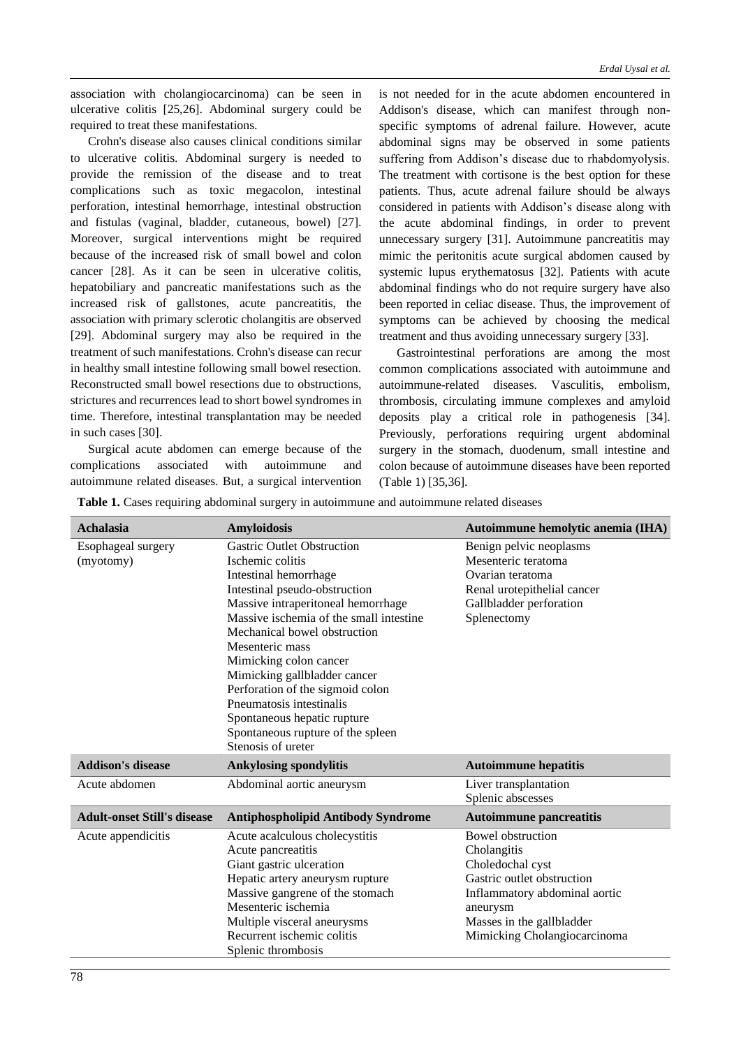association with cholangiocarcinoma) can be seen in ulcerative colitis [25,26]. Abdominal surgery could be required to treat these manifestations.

Crohn's disease also causes clinical conditions similar to ulcerative colitis. Abdominal surgery is needed to provide the remission of the disease and to treat complications such as toxic megacolon, intestinal perforation, intestinal hemorrhage, intestinal obstruction and fistulas (vaginal, bladder, cutaneous, bowel) [27]. Moreover, surgical interventions might be required because of the increased risk of small bowel and colon cancer [28]. As it can be seen in ulcerative colitis, hepatobiliary and pancreatic manifestations such as the increased risk of gallstones, acute pancreatitis, the association with primary sclerotic cholangitis are observed [29]. Abdominal surgery may also be required in the treatment of such manifestations. Crohn's disease can recur in healthy small intestine following small bowel resection. Reconstructed small bowel resections due to obstructions, strictures and recurrences lead to short bowel syndromes in time. Therefore, intestinal transplantation may be needed in such cases [30].

Surgical acute abdomen can emerge because of the complications associated with autoimmune and autoimmune related diseases. But, a surgical intervention is not needed for in the acute abdomen encountered in Addison's disease, which can manifest through non-specific symptoms of adrenal failure. However, acute abdominal signs may be observed in some patients suffering from Addison's disease due to rhabdomyolysis. The treatment with cortisone is the best option for these patients. Thus, acute adrenal failure should be always considered in patients with Addison's disease along with the acute abdominal findings, in order to prevent unnecessary surgery [31]. Autoimmune pancreatitis may mimic the peritonitis acute surgical abdomen caused by systemic lupus erythematosus [32]. Patients with acute abdominal findings who do not require surgery have also been reported in celiac disease. Thus, the improvement of symptoms can be achieved by choosing the medical treatment and thus avoiding unnecessary surgery [33].

Gastrointestinal perforations are among the most common complications associated with autoimmune and autoimmune-related diseases. Vasculitis, embolism, thrombosis, circulating immune complexes and amyloid deposits play a critical role in pathogenesis [34]. Previously, perforations requiring urgent abdominal surgery in the stomach, duodenum, small intestine and colon because of autoimmune diseases have been reported (Table 1) [35,36].

**Table 1.** Cases requiring abdominal surgery in autoimmune and autoimmune related diseases

| **Achalasia** | **Amyloidosis** | **Autoimmune hemolytic anemia (IHA)** |
|---|---|---|
| Esophageal surgery (myotomy) | Gastric Outlet Obstruction<br>Ischemic colitis<br>Intestinal hemorrhage<br>Intestinal pseudo-obstruction<br>Massive intraperitoneal hemorrhage<br>Massive ischemia of the small intestine<br>Mechanical bowel obstruction<br>Mesenteric mass<br>Mimicking colon cancer<br>Mimicking gallbladder cancer<br>Perforation of the sigmoid colon<br>Pneumatosis intestinalis<br>Spontaneous hepatic rupture<br>Spontaneous rupture of the spleen<br>Stenosis of ureter | Benign pelvic neoplasms<br>Mesenteric teratoma<br>Ovarian teratoma<br>Renal urotepithelial cancer<br>Gallbladder perforation<br>Splenectomy |
| **Addison's disease** | **Ankylosing spondylitis** | **Autoimmune hepatitis** |
| Acute abdomen | Abdominal aortic aneurysm | Liver transplantation<br>Splenic abscesses |
| **Adult-onset Still's disease** | **Antiphospholipid Antibody Syndrome** | **Autoimmune pancreatitis** |
| Acute appendicitis | Acute acalculous cholecystitis<br>Acute pancreatitis<br>Giant gastric ulceration<br>Hepatic artery aneurysm rupture<br>Massive gangrene of the stomach<br>Mesenteric ischemia<br>Multiple visceral aneurysms<br>Recurrent ischemic colitis<br>Splenic thrombosis | Bowel obstruction<br>Cholangitis<br>Choledochal cyst<br>Gastric outlet obstruction<br>Inflammatory abdominal aortic aneurysm<br>Masses in the gallbladder<br>Mimicking Cholangiocarcinoma |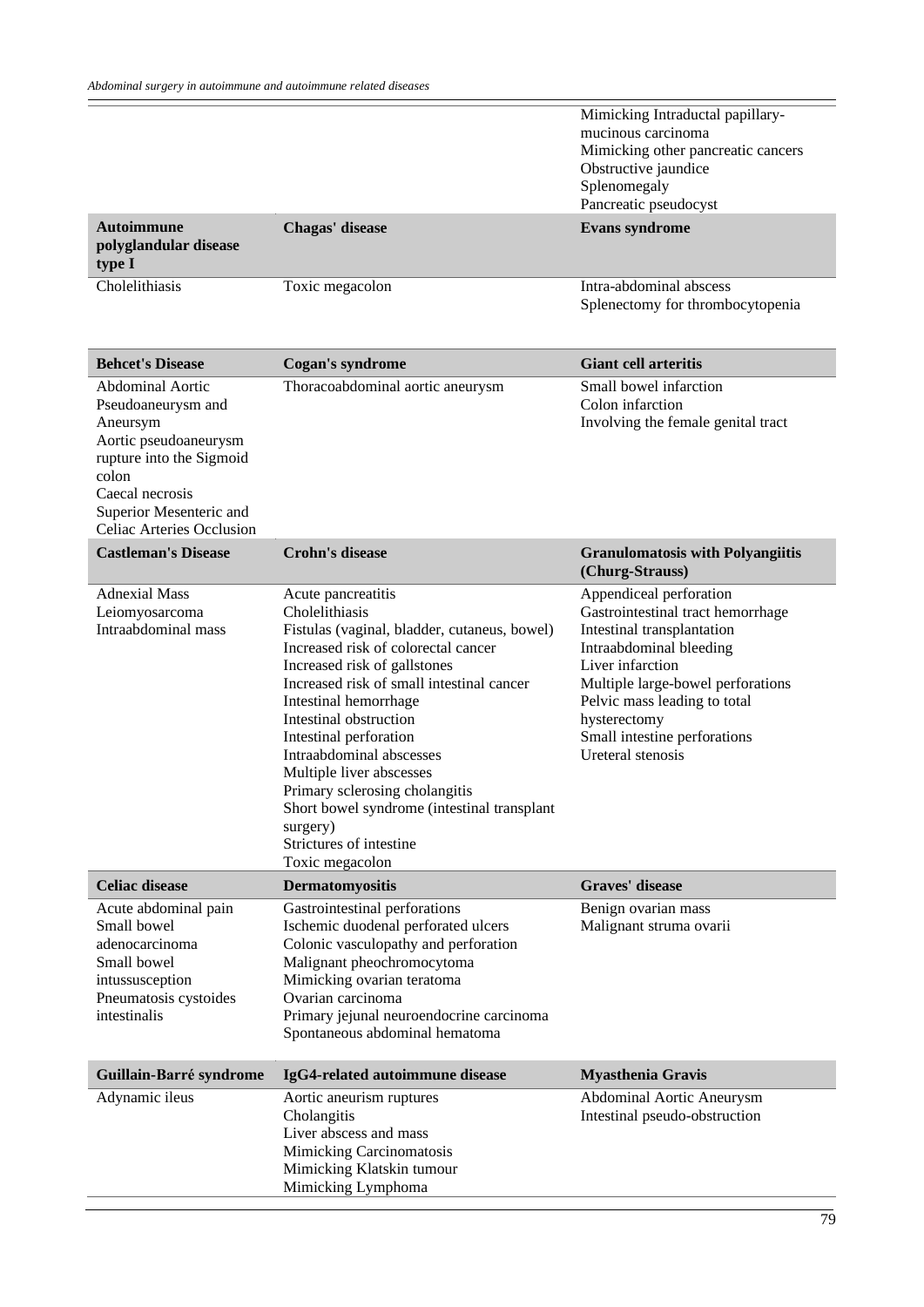| | | |
|---|---|---|
| | | Mimicking Intraductal papillary-mucinous carcinoma<br>Mimicking other pancreatic cancers<br>Obstructive jaundice<br>Splenomegaly<br>Pancreatic pseudocyst |
| **Autoimmune polyglandular disease type I** | **Chagas' disease** | **Evans syndrome** |
| Cholelithiasis | Toxic megacolon | Intra-abdominal abscess<br>Splenectomy for thrombocytopenia |

| **Behcet's Disease** | **Cogan's syndrome** | **Giant cell arteritis** |
|---|---|---|
| Abdominal Aortic Pseudoaneurysm and Aneursym<br>Aortic pseudoaneurysm rupture into the Sigmoid colon<br>Caecal necrosis<br>Superior Mesenteric and Celiac Arteries Occlusion | Thoracoabdominal aortic aneurysm | Small bowel infarction<br>Colon infarction<br>Involving the female genital tract |
| **Castleman's Disease** | **Crohn's disease** | **Granulomatosis with Polyangiitis (Churg-Strauss)** |
| Adnexial Mass<br>Leiomyosarcoma<br>Intraabdominal mass | Acute pancreatitis<br>Cholelithiasis<br>Fistulas (vaginal, bladder, cutaneus, bowel)<br>Increased risk of colorectal cancer<br>Increased risk of gallstones<br>Increased risk of small intestinal cancer<br>Intestinal hemorrhage<br>Intestinal obstruction<br>Intestinal perforation<br>Intraabdominal abscesses<br>Multiple liver abscesses<br>Primary sclerosing cholangitis<br>Short bowel syndrome (intestinal transplant surgery)<br>Strictures of intestine<br>Toxic megacolon | Appendiceal perforation<br>Gastrointestinal tract hemorrhage<br>Intestinal transplantation<br>Intraabdominal bleeding<br>Liver infarction<br>Multiple large-bowel perforations<br>Pelvic mass leading to total hysterectomy<br>Small intestine perforations<br>Ureteral stenosis |
| **Celiac disease** | **Dermatomyositis** | **Graves' disease** |
| Acute abdominal pain<br>Small bowel adenocarcinoma<br>Small bowel intussusception<br>Pneumatosis cystoides intestinalis | Gastrointestinal perforations<br>Ischemic duodenal perforated ulcers<br>Colonic vasculopathy and perforation<br>Malignant pheochromocytoma<br>Mimicking ovarian teratoma<br>Ovarian carcinoma<br>Primary jejunal neuroendocrine carcinoma<br>Spontaneous abdominal hematoma | Benign ovarian mass<br>Malignant struma ovarii |

| **Guillain-Barré syndrome** | **IgG4-related autoimmune disease** | **Myasthenia Gravis** |
|---|---|---|
| Adynamic ileus | Aortic aneurism ruptures<br>Cholangitis<br>Liver abscess and mass<br>Mimicking Carcinomatosis<br>Mimicking Klatskin tumour<br>Mimicking Lymphoma | Abdominal Aortic Aneurysm<br>Intestinal pseudo-obstruction |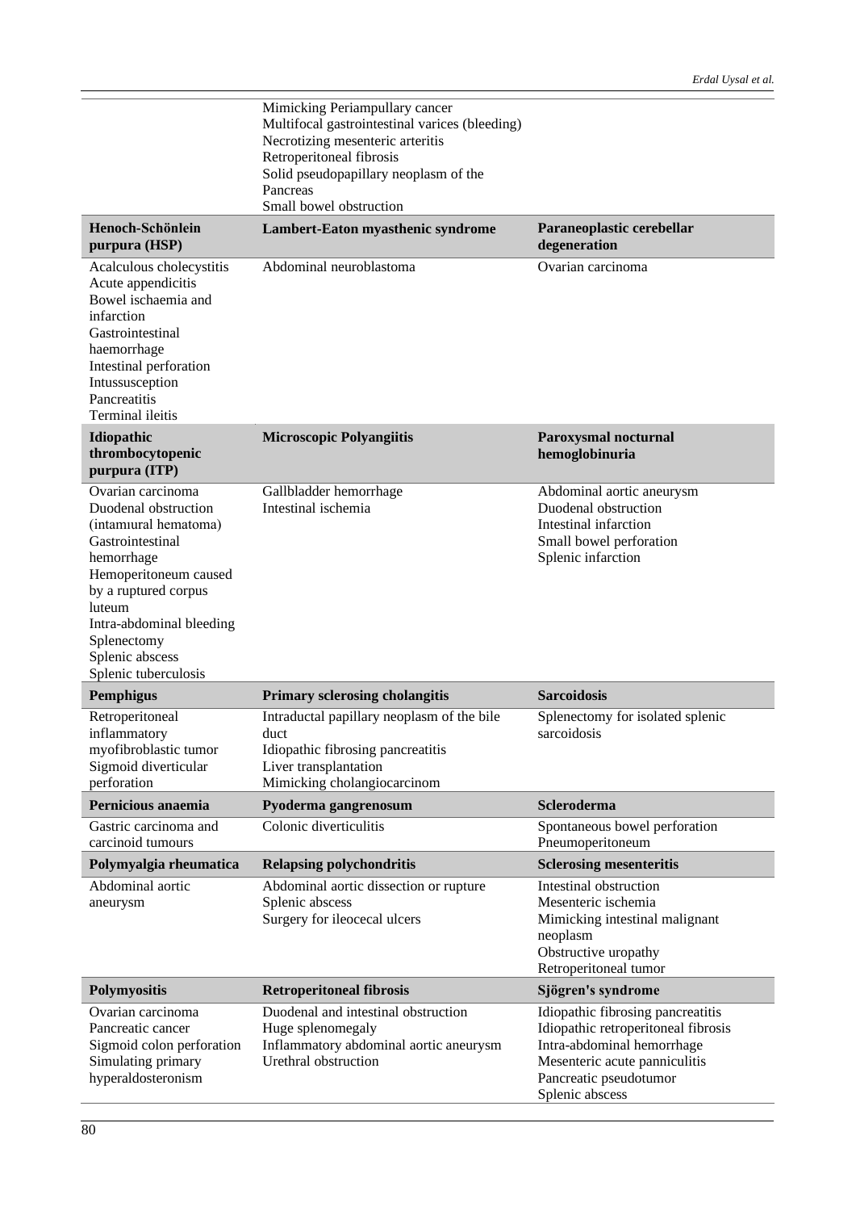| | | |
|---|---|---|
| | Mimicking Periampullary cancer<br>Multifocal gastrointestinal varices (bleeding)<br>Necrotizing mesenteric arteritis<br>Retroperitoneal fibrosis<br>Solid pseudopapillary neoplasm of the Pancreas<br>Small bowel obstruction | |
| **Henoch-Schönlein purpura (HSP)** | **Lambert-Eaton myasthenic syndrome** | **Paraneoplastic cerebellar degeneration** |
| Acalculous cholecystitis<br>Acute appendicitis<br>Bowel ischaemia and infarction<br>Gastrointestinal haemorrhage<br>Intestinal perforation<br>Intussusception<br>Pancreatitis<br>Terminal ileitis | Abdominal neuroblastoma | Ovarian carcinoma |
| **Idiopathic thrombocytopenic purpura (ITP)** | **Microscopic Polyangiitis** | **Paroxysmal nocturnal hemoglobinuria** |
| Ovarian carcinoma<br>Duodenal obstruction (intamıural hematoma)<br>Gastrointestinal hemorrhage<br>Hemoperitoneum caused by a ruptured corpus luteum<br>Intra-abdominal bleeding<br>Splenectomy<br>Splenic abscess<br>Splenic tuberculosis | Gallbladder hemorrhage<br>Intestinal ischemia | Abdominal aortic aneurysm<br>Duodenal obstruction<br>Intestinal infarction<br>Small bowel perforation<br>Splenic infarction |
| **Pemphigus** | **Primary sclerosing cholangitis** | **Sarcoidosis** |
| Retroperitoneal inflammatory myofibroblastic tumor<br>Sigmoid diverticular perforation | Intraductal papillary neoplasm of the bile duct<br>Idiopathic fibrosing pancreatitis<br>Liver transplantation<br>Mimicking cholangiocarcinom | Splenectomy for isolated splenic sarcoidosis |
| **Pernicious anaemia** | **Pyoderma gangrenosum** | **Scleroderma** |
| Gastric carcinoma and carcinoid tumours | Colonic diverticulitis | Spontaneous bowel perforation<br>Pneumoperitoneum |
| **Polymyalgia rheumatica** | **Relapsing polychondritis** | **Sclerosing mesenteritis** |
| Abdominal aortic aneurysm | Abdominal aortic dissection or rupture<br>Splenic abscess<br>Surgery for ileocecal ulcers | Intestinal obstruction<br>Mesenteric ischemia<br>Mimicking intestinal malignant neoplasm<br>Obstructive uropathy<br>Retroperitoneal tumor |
| **Polymyositis** | **Retroperitoneal fibrosis** | **Sjögren's syndrome** |
| Ovarian carcinoma<br>Pancreatic cancer<br>Sigmoid colon perforation<br>Simulating primary hyperaldosteronism | Duodenal and intestinal obstruction<br>Huge splenomegaly<br>Inflammatory abdominal aortic aneurysm<br>Urethral obstruction | Idiopathic fibrosing pancreatitis<br>Idiopathic retroperitoneal fibrosis<br>Intra-abdominal hemorrhage<br>Mesenteric acute panniculitis<br>Pancreatic pseudotumor<br>Splenic abscess |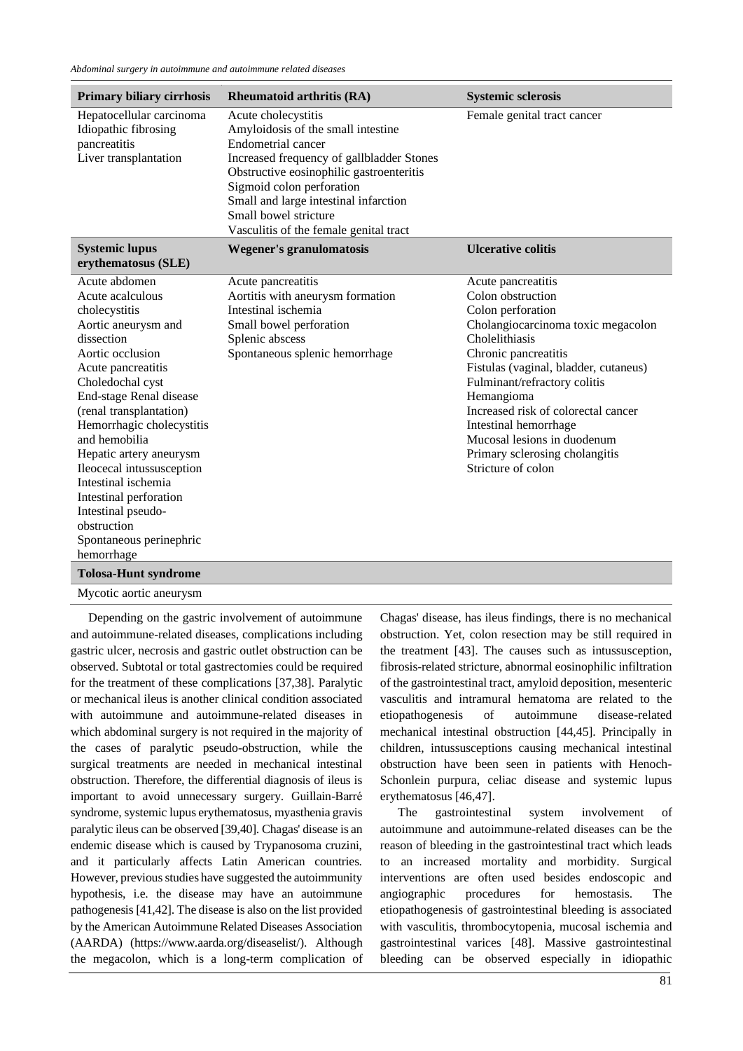| Primary biliary cirrhosis | Rheumatoid arthritis (RA) | Systemic sclerosis |
|---|---|---|
| Hepatocellular carcinoma<br>Idiopathic fibrosing pancreatitis<br>Liver transplantation | Acute cholecystitis<br>Amyloidosis of the small intestine<br>Endometrial cancer<br>Increased frequency of gallbladder Stones<br>Obstructive eosinophilic gastroenteritis<br>Sigmoid colon perforation<br>Small and large intestinal infarction<br>Small bowel stricture<br>Vasculitis of the female genital tract | Female genital tract cancer |
| **Systemic lupus erythematosus (SLE)** | **Wegener's granulomatosis** | **Ulcerative colitis** |
| Acute abdomen<br>Acute acalculous cholecystitis<br>Aortic aneurysm and dissection<br>Aortic occlusion<br>Acute pancreatitis<br>Choledochal cyst<br>End-stage Renal disease (renal transplantation)<br>Hemorrhagic cholecystitis and hemobilia<br>Hepatic artery aneurysm<br>Ileocecal intussusception<br>Intestinal ischemia<br>Intestinal perforation<br>Intestinal pseudo-obstruction<br>Spontaneous perinephric hemorrhage | Acute pancreatitis<br>Aortitis with aneurysm formation<br>Intestinal ischemia<br>Small bowel perforation<br>Splenic abscess<br>Spontaneous splenic hemorrhage | Acute pancreatitis<br>Colon obstruction<br>Colon perforation<br>Cholangiocarcinoma toxic megacolon<br>Cholelithiasis<br>Chronic pancreatitis<br>Fistulas (vaginal, bladder, cutaneous)<br>Fulminant/refractory colitis<br>Hemangioma<br>Increased risk of colorectal cancer<br>Intestinal hemorrhage<br>Mucosal lesions in duodenum<br>Primary sclerosing cholangitis<br>Stricture of colon |
| **Tolosa-Hunt syndrome** | | |
| Mycotic aortic aneurysm | | |

Depending on the gastric involvement of autoimmune and autoimmune-related diseases, complications including gastric ulcer, necrosis and gastric outlet obstruction can be observed. Subtotal or total gastrectomies could be required for the treatment of these complications [37,38]. Paralytic or mechanical ileus is another clinical condition associated with autoimmune and autoimmune-related diseases in which abdominal surgery is not required in the majority of the cases of paralytic pseudo-obstruction, while the surgical treatments are needed in mechanical intestinal obstruction. Therefore, the differential diagnosis of ileus is important to avoid unnecessary surgery. Guillain-Barré syndrome, systemic lupus erythematosus, myasthenia gravis paralytic ileus can be observed [39,40]. Chagas' disease is an endemic disease which is caused by Trypanosoma cruzini, and it particularly affects Latin American countries. However, previous studies have suggested the autoimmunity hypothesis, i.e. the disease may have an autoimmune pathogenesis [41,42]. The disease is also on the list provided by the American Autoimmune Related Diseases Association (AARDA) (https://www.aarda.org/diseaselist/). Although the megacolon, which is a long-term complication of Chagas' disease, has ileus findings, there is no mechanical obstruction. Yet, colon resection may be still required in the treatment [43]. The causes such as intussusception, fibrosis-related stricture, abnormal eosinophilic infiltration of the gastrointestinal tract, amyloid deposition, mesenteric vasculitis and intramural hematoma are related to the etiopathogenesis of autoimmune disease-related mechanical intestinal obstruction [44,45]. Principally in children, intussusceptions causing mechanical intestinal obstruction have been seen in patients with Henoch-Schonlein purpura, celiac disease and systemic lupus erythematosus [46,47].

The gastrointestinal system involvement of autoimmune and autoimmune-related diseases can be the reason of bleeding in the gastrointestinal tract which leads to an increased mortality and morbidity. Surgical interventions are often used besides endoscopic and angiographic procedures for hemostasis. The etiopathogenesis of gastrointestinal bleeding is associated with vasculitis, thrombocytopenia, mucosal ischemia and gastrointestinal varices [48]. Massive gastrointestinal bleeding can be observed especially in idiopathic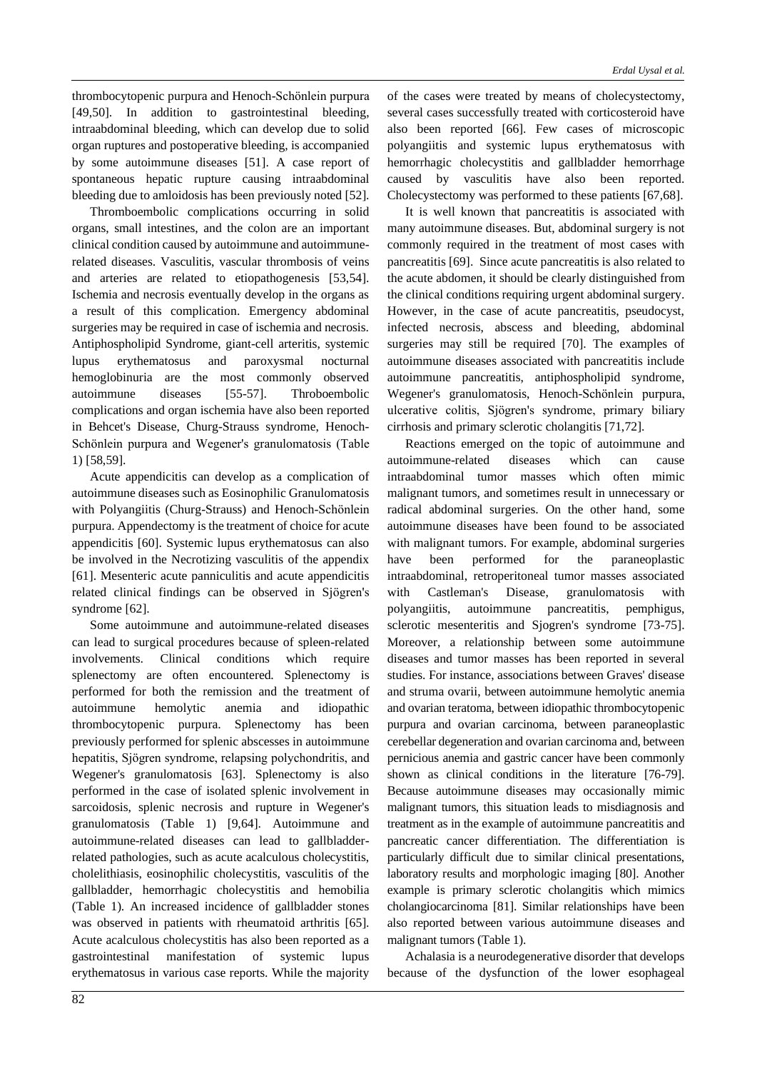thrombocytopenic purpura and Henoch-Schönlein purpura [49,50]. In addition to gastrointestinal bleeding, intraabdominal bleeding, which can develop due to solid organ ruptures and postoperative bleeding, is accompanied by some autoimmune diseases [51]. A case report of spontaneous hepatic rupture causing intraabdominal bleeding due to amloidosis has been previously noted [52].

Thromboembolic complications occurring in solid organs, small intestines, and the colon are an important clinical condition caused by autoimmune and autoimmune-related diseases. Vasculitis, vascular thrombosis of veins and arteries are related to etiopathogenesis [53,54]. Ischemia and necrosis eventually develop in the organs as a result of this complication. Emergency abdominal surgeries may be required in case of ischemia and necrosis. Antiphospholipid Syndrome, giant-cell arteritis, systemic lupus erythematosus and paroxysmal nocturnal hemoglobinuria are the most commonly observed autoimmune diseases [55-57]. Throboembolic complications and organ ischemia have also been reported in Behcet's Disease, Churg-Strauss syndrome, Henoch-Schönlein purpura and Wegener's granulomatosis (Table 1) [58,59].

Acute appendicitis can develop as a complication of autoimmune diseases such as Eosinophilic Granulomatosis with Polyangiitis (Churg-Strauss) and Henoch-Schönlein purpura. Appendectomy is the treatment of choice for acute appendicitis [60]. Systemic lupus erythematosus can also be involved in the Necrotizing vasculitis of the appendix [61]. Mesenteric acute panniculitis and acute appendicitis related clinical findings can be observed in Sjögren's syndrome [62].

Some autoimmune and autoimmune-related diseases can lead to surgical procedures because of spleen-related involvements. Clinical conditions which require splenectomy are often encountered. Splenectomy is performed for both the remission and the treatment of autoimmune hemolytic anemia and idiopathic thrombocytopenic purpura. Splenectomy has been previously performed for splenic abscesses in autoimmune hepatitis, Sjögren syndrome, relapsing polychondritis, and Wegener's granulomatosis [63]. Splenectomy is also performed in the case of isolated splenic involvement in sarcoidosis, splenic necrosis and rupture in Wegener's granulomatosis (Table 1) [9,64]. Autoimmune and autoimmune-related diseases can lead to gallbladder-related pathologies, such as acute acalculous cholecystitis, cholelithiasis, eosinophilic cholecystitis, vasculitis of the gallbladder, hemorrhagic cholecystitis and hemobilia (Table 1). An increased incidence of gallbladder stones was observed in patients with rheumatoid arthritis [65]. Acute acalculous cholecystitis has also been reported as a gastrointestinal manifestation of systemic lupus erythematosus in various case reports. While the majority of the cases were treated by means of cholecystectomy, several cases successfully treated with corticosteroid have also been reported [66]. Few cases of microscopic polyangiitis and systemic lupus erythematosus with hemorrhagic cholecystitis and gallbladder hemorrhage caused by vasculitis have also been reported. Cholecystectomy was performed to these patients [67,68].

It is well known that pancreatitis is associated with many autoimmune diseases. But, abdominal surgery is not commonly required in the treatment of most cases with pancreatitis [69]. Since acute pancreatitis is also related to the acute abdomen, it should be clearly distinguished from the clinical conditions requiring urgent abdominal surgery. However, in the case of acute pancreatitis, pseudocyst, infected necrosis, abscess and bleeding, abdominal surgeries may still be required [70]. The examples of autoimmune diseases associated with pancreatitis include autoimmune pancreatitis, antiphospholipid syndrome, Wegener's granulomatosis, Henoch-Schönlein purpura, ulcerative colitis, Sjögren's syndrome, primary biliary cirrhosis and primary sclerotic cholangitis [71,72].

Reactions emerged on the topic of autoimmune and autoimmune-related diseases which can cause intraabdominal tumor masses which often mimic malignant tumors, and sometimes result in unnecessary or radical abdominal surgeries. On the other hand, some autoimmune diseases have been found to be associated with malignant tumors. For example, abdominal surgeries have been performed for the paraneoplastic intraabdominal, retroperitoneal tumor masses associated with Castleman's Disease, granulomatosis with polyangiitis, autoimmune pancreatitis, pemphigus, sclerotic mesenteritis and Sjogren's syndrome [73-75]. Moreover, a relationship between some autoimmune diseases and tumor masses has been reported in several studies. For instance, associations between Graves' disease and struma ovarii, between autoimmune hemolytic anemia and ovarian teratoma, between idiopathic thrombocytopenic purpura and ovarian carcinoma, between paraneoplastic cerebellar degeneration and ovarian carcinoma and, between pernicious anemia and gastric cancer have been commonly shown as clinical conditions in the literature [76-79]. Because autoimmune diseases may occasionally mimic malignant tumors, this situation leads to misdiagnosis and treatment as in the example of autoimmune pancreatitis and pancreatic cancer differentiation. The differentiation is particularly difficult due to similar clinical presentations, laboratory results and morphologic imaging [80]. Another example is primary sclerotic cholangitis which mimics cholangiocarcinoma [81]. Similar relationships have been also reported between various autoimmune diseases and malignant tumors (Table 1).

Achalasia is a neurodegenerative disorder that develops because of the dysfunction of the lower esophageal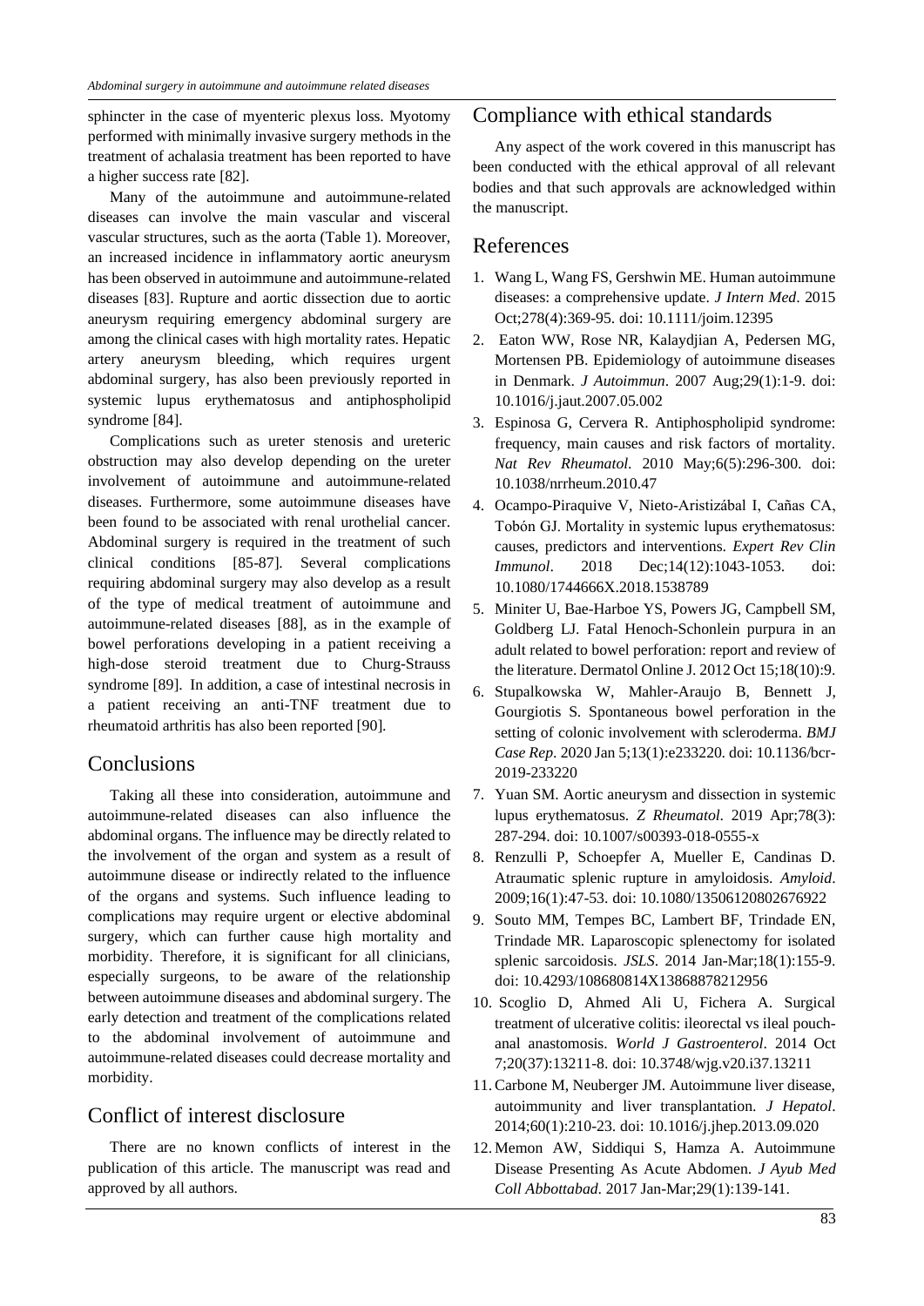sphincter in the case of myenteric plexus loss. Myotomy performed with minimally invasive surgery methods in the treatment of achalasia treatment has been reported to have a higher success rate [82].

Many of the autoimmune and autoimmune-related diseases can involve the main vascular and visceral vascular structures, such as the aorta (Table 1). Moreover, an increased incidence in inflammatory aortic aneurysm has been observed in autoimmune and autoimmune-related diseases [83]. Rupture and aortic dissection due to aortic aneurysm requiring emergency abdominal surgery are among the clinical cases with high mortality rates. Hepatic artery aneurysm bleeding, which requires urgent abdominal surgery, has also been previously reported in systemic lupus erythematosus and antiphospholipid syndrome [84].

Complications such as ureter stenosis and ureteric obstruction may also develop depending on the ureter involvement of autoimmune and autoimmune-related diseases. Furthermore, some autoimmune diseases have been found to be associated with renal urothelial cancer. Abdominal surgery is required in the treatment of such clinical conditions [85-87]. Several complications requiring abdominal surgery may also develop as a result of the type of medical treatment of autoimmune and autoimmune-related diseases [88], as in the example of bowel perforations developing in a patient receiving a high-dose steroid treatment due to Churg-Strauss syndrome [89]. In addition, a case of intestinal necrosis in a patient receiving an anti-TNF treatment due to rheumatoid arthritis has also been reported [90].

## Conclusions

Taking all these into consideration, autoimmune and autoimmune-related diseases can also influence the abdominal organs. The influence may be directly related to the involvement of the organ and system as a result of autoimmune disease or indirectly related to the influence of the organs and systems. Such influence leading to complications may require urgent or elective abdominal surgery, which can further cause high mortality and morbidity. Therefore, it is significant for all clinicians, especially surgeons, to be aware of the relationship between autoimmune diseases and abdominal surgery. The early detection and treatment of the complications related to the abdominal involvement of autoimmune and autoimmune-related diseases could decrease mortality and morbidity.

## Conflict of interest disclosure

There are no known conflicts of interest in the publication of this article. The manuscript was read and approved by all authors.

## Compliance with ethical standards

Any aspect of the work covered in this manuscript has been conducted with the ethical approval of all relevant bodies and that such approvals are acknowledged within the manuscript.

## References

1. Wang L, Wang FS, Gershwin ME. Human autoimmune diseases: a comprehensive update. *J Intern Med*. 2015 Oct;278(4):369-95. doi: 10.1111/joim.12395
2. Eaton WW, Rose NR, Kalaydjian A, Pedersen MG, Mortensen PB. Epidemiology of autoimmune diseases in Denmark. *J Autoimmun*. 2007 Aug;29(1):1-9. doi: 10.1016/j.jaut.2007.05.002
3. Espinosa G, Cervera R. Antiphospholipid syndrome: frequency, main causes and risk factors of mortality. *Nat Rev Rheumatol*. 2010 May;6(5):296-300. doi: 10.1038/nrrheum.2010.47
4. Ocampo-Piraquive V, Nieto-Aristizábal I, Cañas CA, Tobón GJ. Mortality in systemic lupus erythematosus: causes, predictors and interventions. *Expert Rev Clin Immunol*. 2018 Dec;14(12):1043-1053. doi: 10.1080/1744666X.2018.1538789
5. Miniter U, Bae-Harboe YS, Powers JG, Campbell SM, Goldberg LJ. Fatal Henoch-Schonlein purpura in an adult related to bowel perforation: report and review of the literature. Dermatol Online J. 2012 Oct 15;18(10):9.
6. Stupalkowska W, Mahler-Araujo B, Bennett J, Gourgiotis S. Spontaneous bowel perforation in the setting of colonic involvement with scleroderma. *BMJ Case Rep*. 2020 Jan 5;13(1):e233220. doi: 10.1136/bcr-2019-233220
7. Yuan SM. Aortic aneurysm and dissection in systemic lupus erythematosus. *Z Rheumatol*. 2019 Apr;78(3): 287-294. doi: 10.1007/s00393-018-0555-x
8. Renzulli P, Schoepfer A, Mueller E, Candinas D. Atraumatic splenic rupture in amyloidosis. *Amyloid*. 2009;16(1):47-53. doi: 10.1080/13506120802676922
9. Souto MM, Tempes BC, Lambert BF, Trindade EN, Trindade MR. Laparoscopic splenectomy for isolated splenic sarcoidosis. *JSLS*. 2014 Jan-Mar;18(1):155-9. doi: 10.4293/108680814X13868878212956
10. Scoglio D, Ahmed Ali U, Fichera A. Surgical treatment of ulcerative colitis: ileorectal vs ileal pouch-anal anastomosis. *World J Gastroenterol*. 2014 Oct 7;20(37):13211-8. doi: 10.3748/wjg.v20.i37.13211
11. Carbone M, Neuberger JM. Autoimmune liver disease, autoimmunity and liver transplantation. *J Hepatol*. 2014;60(1):210-23. doi: 10.1016/j.jhep.2013.09.020
12. Memon AW, Siddiqui S, Hamza A. Autoimmune Disease Presenting As Acute Abdomen. *J Ayub Med Coll Abbottabad*. 2017 Jan-Mar;29(1):139-141.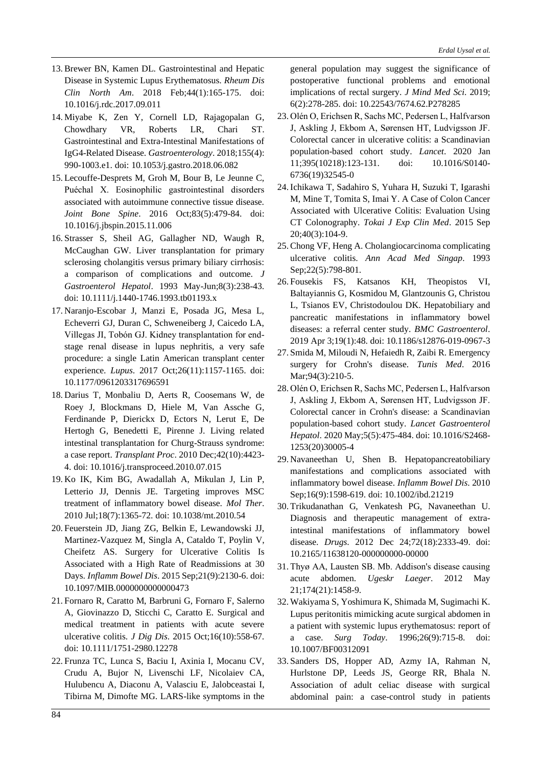13. Brewer BN, Kamen DL. Gastrointestinal and Hepatic Disease in Systemic Lupus Erythematosus. *Rheum Dis Clin North Am*. 2018 Feb;44(1):165-175. doi: 10.1016/j.rdc.2017.09.011
14. Miyabe K, Zen Y, Cornell LD, Rajagopalan G, Chowdhary VR, Roberts LR, Chari ST. Gastrointestinal and Extra-Intestinal Manifestations of IgG4-Related Disease. *Gastroenterology*. 2018;155(4): 990-1003.e1. doi: 10.1053/j.gastro.2018.06.082
15. Lecouffe-Desprets M, Groh M, Bour B, Le Jeunne C, Puéchal X. Eosinophilic gastrointestinal disorders associated with autoimmune connective tissue disease. *Joint Bone Spine*. 2016 Oct;83(5):479-84. doi: 10.1016/j.jbspin.2015.11.006
16. Strasser S, Sheil AG, Gallagher ND, Waugh R, McCaughan GW. Liver transplantation for primary sclerosing cholangitis versus primary biliary cirrhosis: a comparison of complications and outcome. *J Gastroenterol Hepatol*. 1993 May-Jun;8(3):238-43. doi: 10.1111/j.1440-1746.1993.tb01193.x
17. Naranjo-Escobar J, Manzi E, Posada JG, Mesa L, Echeverri GJ, Duran C, Schweneiberg J, Caicedo LA, Villegas JI, Tobón GJ. Kidney transplantation for end-stage renal disease in lupus nephritis, a very safe procedure: a single Latin American transplant center experience. *Lupus*. 2017 Oct;26(11):1157-1165. doi: 10.1177/0961203317696591
18. Darius T, Monbaliu D, Aerts R, Coosemans W, de Roey J, Blockmans D, Hiele M, Van Assche G, Ferdinande P, Dierickx D, Ectors N, Lerut E, De Hertogh G, Benedetti E, Pirenne J. Living related intestinal transplantation for Churg-Strauss syndrome: a case report. *Transplant Proc*. 2010 Dec;42(10):4423-4. doi: 10.1016/j.transproceed.2010.07.015
19. Ko IK, Kim BG, Awadallah A, Mikulan J, Lin P, Letterio JJ, Dennis JE. Targeting improves MSC treatment of inflammatory bowel disease. *Mol Ther*. 2010 Jul;18(7):1365-72. doi: 10.1038/mt.2010.54
20. Feuerstein JD, Jiang ZG, Belkin E, Lewandowski JJ, Martinez-Vazquez M, Singla A, Cataldo T, Poylin V, Cheifetz AS. Surgery for Ulcerative Colitis Is Associated with a High Rate of Readmissions at 30 Days. *Inflamm Bowel Dis*. 2015 Sep;21(9):2130-6. doi: 10.1097/MIB.0000000000000473
21. Fornaro R, Caratto M, Barbruni G, Fornaro F, Salerno A, Giovinazzo D, Sticchi C, Caratto E. Surgical and medical treatment in patients with acute severe ulcerative colitis. *J Dig Dis*. 2015 Oct;16(10):558-67. doi: 10.1111/1751-2980.12278
22. Frunza TC, Lunca S, Baciu I, Axinia I, Mocanu CV, Crudu A, Bujor N, Livenschi LF, Nicolaiev CA, Hulubencu A, Diaconu A, Valasciu E, Jalobceastai I, Tibirna M, Dimofte MG. LARS-like symptoms in the general population may suggest the significance of postoperative functional problems and emotional implications of rectal surgery. *J Mind Med Sci*. 2019; 6(2):278-285. doi: 10.22543/7674.62.P278285
23. Olén O, Erichsen R, Sachs MC, Pedersen L, Halfvarson J, Askling J, Ekbom A, Sørensen HT, Ludvigsson JF. Colorectal cancer in ulcerative colitis: a Scandinavian population-based cohort study. *Lancet*. 2020 Jan 11;395(10218):123-131. doi: 10.1016/S0140-6736(19)32545-0
24. Ichikawa T, Sadahiro S, Yuhara H, Suzuki T, Igarashi M, Mine T, Tomita S, Imai Y. A Case of Colon Cancer Associated with Ulcerative Colitis: Evaluation Using CT Colonography. *Tokai J Exp Clin Med*. 2015 Sep 20;40(3):104-9.
25. Chong VF, Heng A. Cholangiocarcinoma complicating ulcerative colitis. *Ann Acad Med Singap*. 1993 Sep;22(5):798-801.
26. Fousekis FS, Katsanos KH, Theopistos VI, Baltayiannis G, Kosmidou M, Glantzounis G, Christou L, Tsianos EV, Christodoulou DK. Hepatobiliary and pancreatic manifestations in inflammatory bowel diseases: a referral center study. *BMC Gastroenterol*. 2019 Apr 3;19(1):48. doi: 10.1186/s12876-019-0967-3
27. Smida M, Miloudi N, Hefaiedh R, Zaibi R. Emergency surgery for Crohn's disease. *Tunis Med*. 2016 Mar;94(3):210-5.
28. Olén O, Erichsen R, Sachs MC, Pedersen L, Halfvarson J, Askling J, Ekbom A, Sørensen HT, Ludvigsson JF. Colorectal cancer in Crohn's disease: a Scandinavian population-based cohort study. *Lancet Gastroenterol Hepatol*. 2020 May;5(5):475-484. doi: 10.1016/S2468-1253(20)30005-4
29. Navaneethan U, Shen B. Hepatopancreatobiliary manifestations and complications associated with inflammatory bowel disease. *Inflamm Bowel Dis*. 2010 Sep;16(9):1598-619. doi: 10.1002/ibd.21219
30. Trikudanathan G, Venkatesh PG, Navaneethan U. Diagnosis and therapeutic management of extra-intestinal manifestations of inflammatory bowel disease. *Drugs*. 2012 Dec 24;72(18):2333-49. doi: 10.2165/11638120-000000000-00000
31. Thyø AA, Lausten SB. Mb. Addison's disease causing acute abdomen. *Ugeskr Laeger*. 2012 May 21;174(21):1458-9.
32. Wakiyama S, Yoshimura K, Shimada M, Sugimachi K. Lupus peritonitis mimicking acute surgical abdomen in a patient with systemic lupus erythematosus: report of a case. *Surg Today*. 1996;26(9):715-8. doi: 10.1007/BF00312091
33. Sanders DS, Hopper AD, Azmy IA, Rahman N, Hurlstone DP, Leeds JS, George RR, Bhala N. Association of adult celiac disease with surgical abdominal pain: a case-control study in patients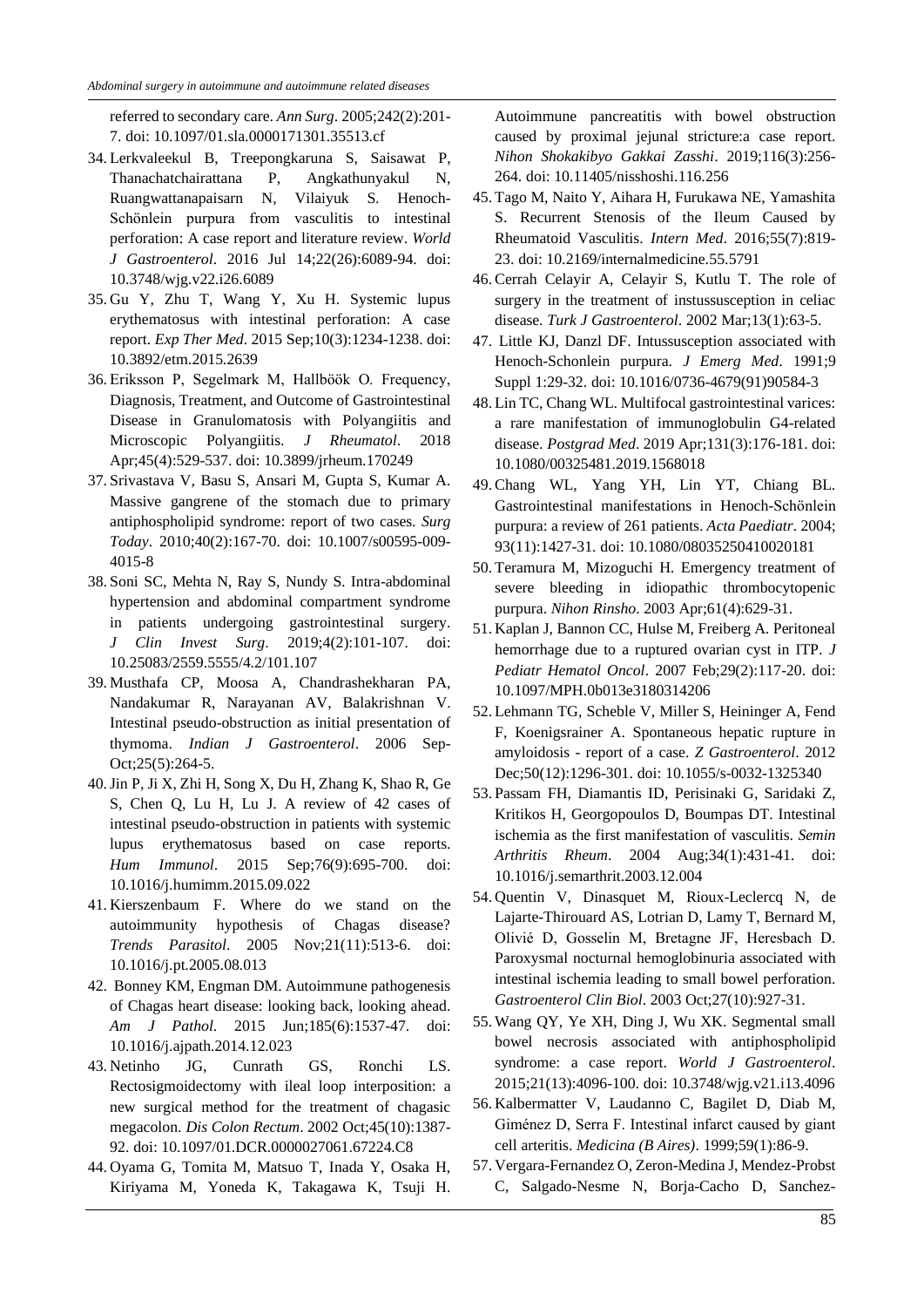referred to secondary care. *Ann Surg*. 2005;242(2):201-7. doi: 10.1097/01.sla.0000171301.35513.cf

34. Lerkvaleekul B, Treepongkaruna S, Saisawat P, Thanachatchairattana P, Angkathunyakul N, Ruangwattanapaisarn N, Vilaiyuk S. Henoch-Schönlein purpura from vasculitis to intestinal perforation: A case report and literature review. *World J Gastroenterol*. 2016 Jul 14;22(26):6089-94. doi: 10.3748/wjg.v22.i26.6089
35. Gu Y, Zhu T, Wang Y, Xu H. Systemic lupus erythematosus with intestinal perforation: A case report. *Exp Ther Med*. 2015 Sep;10(3):1234-1238. doi: 10.3892/etm.2015.2639
36. Eriksson P, Segelmark M, Hallböök O. Frequency, Diagnosis, Treatment, and Outcome of Gastrointestinal Disease in Granulomatosis with Polyangiitis and Microscopic Polyangiitis. *J Rheumatol*. 2018 Apr;45(4):529-537. doi: 10.3899/jrheum.170249
37. Srivastava V, Basu S, Ansari M, Gupta S, Kumar A. Massive gangrene of the stomach due to primary antiphospholipid syndrome: report of two cases. *Surg Today*. 2010;40(2):167-70. doi: 10.1007/s00595-009-4015-8
38. Soni SC, Mehta N, Ray S, Nundy S. Intra-abdominal hypertension and abdominal compartment syndrome in patients undergoing gastrointestinal surgery. *J Clin Invest Surg*. 2019;4(2):101-107. doi: 10.25083/2559.5555/4.2/101.107
39. Musthafa CP, Moosa A, Chandrashekharan PA, Nandakumar R, Narayanan AV, Balakrishnan V. Intestinal pseudo-obstruction as initial presentation of thymoma. *Indian J Gastroenterol*. 2006 Sep-Oct;25(5):264-5.
40. Jin P, Ji X, Zhi H, Song X, Du H, Zhang K, Shao R, Ge S, Chen Q, Lu H, Lu J. A review of 42 cases of intestinal pseudo-obstruction in patients with systemic lupus erythematosus based on case reports. *Hum Immunol*. 2015 Sep;76(9):695-700. doi: 10.1016/j.humimm.2015.09.022
41. Kierszenbaum F. Where do we stand on the autoimmunity hypothesis of Chagas disease? *Trends Parasitol*. 2005 Nov;21(11):513-6. doi: 10.1016/j.pt.2005.08.013
42. Bonney KM, Engman DM. Autoimmune pathogenesis of Chagas heart disease: looking back, looking ahead. *Am J Pathol.* 2015 Jun;185(6):1537-47. doi: 10.1016/j.ajpath.2014.12.023
43. Netinho JG, Cunrath GS, Ronchi LS. Rectosigmoidectomy with ileal loop interposition: a new surgical method for the treatment of chagasic megacolon. *Dis Colon Rectum*. 2002 Oct;45(10):1387-92. doi: 10.1097/01.DCR.0000027061.67224.C8
44. Oyama G, Tomita M, Matsuo T, Inada Y, Osaka H, Kiriyama M, Yoneda K, Takagawa K, Tsuji H. Autoimmune pancreatitis with bowel obstruction caused by proximal jejunal stricture:a case report. *Nihon Shokakibyo Gakkai Zasshi*. 2019;116(3):256-264. doi: 10.11405/nisshoshi.116.256
45. Tago M, Naito Y, Aihara H, Furukawa NE, Yamashita S. Recurrent Stenosis of the Ileum Caused by Rheumatoid Vasculitis. *Intern Med*. 2016;55(7):819-23. doi: 10.2169/internalmedicine.55.5791
46. Cerrah Celayir A, Celayir S, Kutlu T. The role of surgery in the treatment of instussusception in celiac disease. *Turk J Gastroenterol*. 2002 Mar;13(1):63-5.
47. Little KJ, Danzl DF. Intussusception associated with Henoch-Schonlein purpura. *J Emerg Med*. 1991;9 Suppl 1:29-32. doi: 10.1016/0736-4679(91)90584-3
48. Lin TC, Chang WL. Multifocal gastrointestinal varices: a rare manifestation of immunoglobulin G4-related disease. *Postgrad Med*. 2019 Apr;131(3):176-181. doi: 10.1080/00325481.2019.1568018
49. Chang WL, Yang YH, Lin YT, Chiang BL. Gastrointestinal manifestations in Henoch-Schönlein purpura: a review of 261 patients. *Acta Paediatr*. 2004; 93(11):1427-31. doi: 10.1080/08035250410020181
50. Teramura M, Mizoguchi H. Emergency treatment of severe bleeding in idiopathic thrombocytopenic purpura. *Nihon Rinsho*. 2003 Apr;61(4):629-31.
51. Kaplan J, Bannon CC, Hulse M, Freiberg A. Peritoneal hemorrhage due to a ruptured ovarian cyst in ITP. *J Pediatr Hematol Oncol*. 2007 Feb;29(2):117-20. doi: 10.1097/MPH.0b013e3180314206
52. Lehmann TG, Scheble V, Miller S, Heininger A, Fend F, Koenigsrainer A. Spontaneous hepatic rupture in amyloidosis - report of a case. *Z Gastroenterol*. 2012 Dec;50(12):1296-301. doi: 10.1055/s-0032-1325340
53. Passam FH, Diamantis ID, Perisinaki G, Saridaki Z, Kritikos H, Georgopoulos D, Boumpas DT. Intestinal ischemia as the first manifestation of vasculitis. *Semin Arthritis Rheum*. 2004 Aug;34(1):431-41. doi: 10.1016/j.semarthrit.2003.12.004
54. Quentin V, Dinasquet M, Rioux-Leclercq N, de Lajarte-Thirouard AS, Lotrian D, Lamy T, Bernard M, Olivié D, Gosselin M, Bretagne JF, Heresbach D. Paroxysmal nocturnal hemoglobinuria associated with intestinal ischemia leading to small bowel perforation. *Gastroenterol Clin Biol*. 2003 Oct;27(10):927-31.
55. Wang QY, Ye XH, Ding J, Wu XK. Segmental small bowel necrosis associated with antiphospholipid syndrome: a case report. *World J Gastroenterol*. 2015;21(13):4096-100. doi: 10.3748/wjg.v21.i13.4096
56. Kalbermatter V, Laudanno C, Bagilet D, Diab M, Giménez D, Serra F. Intestinal infarct caused by giant cell arteritis. *Medicina (B Aires)*. 1999;59(1):86-9.
57. Vergara-Fernandez O, Zeron-Medina J, Mendez-Probst C, Salgado-Nesme N, Borja-Cacho D, Sanchez-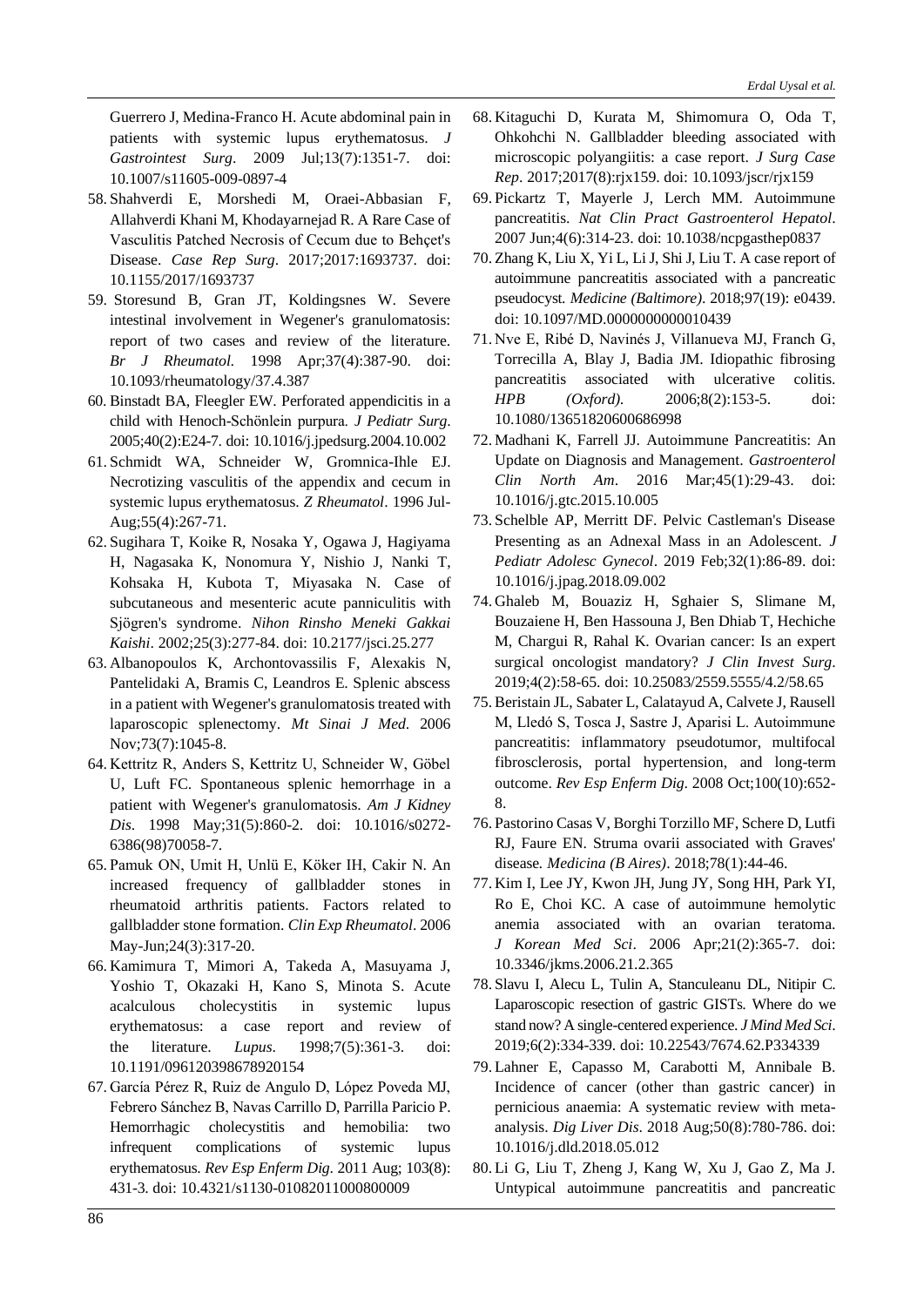Guerrero J, Medina-Franco H. Acute abdominal pain in patients with systemic lupus erythematosus. *J Gastrointest Surg*. 2009 Jul;13(7):1351-7. doi: 10.1007/s11605-009-0897-4

58. Shahverdi E, Morshedi M, Oraei-Abbasian F, Allahverdi Khani M, Khodayarnejad R. A Rare Case of Vasculitis Patched Necrosis of Cecum due to Behçet's Disease. *Case Rep Surg*. 2017;2017:1693737. doi: 10.1155/2017/1693737
59. Storesund B, Gran JT, Koldingsnes W. Severe intestinal involvement in Wegener's granulomatosis: report of two cases and review of the literature. *Br J Rheumatol*. 1998 Apr;37(4):387-90. doi: 10.1093/rheumatology/37.4.387
60. Binstadt BA, Fleegler EW. Perforated appendicitis in a child with Henoch-Schönlein purpura. *J Pediatr Surg*. 2005;40(2):E24-7. doi: 10.1016/j.jpedsurg.2004.10.002
61. Schmidt WA, Schneider W, Gromnica-Ihle EJ. Necrotizing vasculitis of the appendix and cecum in systemic lupus erythematosus. *Z Rheumatol*. 1996 Jul-Aug;55(4):267-71.
62. Sugihara T, Koike R, Nosaka Y, Ogawa J, Hagiyama H, Nagasaka K, Nonomura Y, Nishio J, Nanki T, Kohsaka H, Kubota T, Miyasaka N. Case of subcutaneous and mesenteric acute panniculitis with Sjögren's syndrome. *Nihon Rinsho Meneki Gakkai Kaishi*. 2002;25(3):277-84. doi: 10.2177/jsci.25.277
63. Albanopoulos K, Archontovassilis F, Alexakis N, Pantelidaki A, Bramis C, Leandros E. Splenic abscess in a patient with Wegener's granulomatosis treated with laparoscopic splenectomy. *Mt Sinai J Med*. 2006 Nov;73(7):1045-8.
64. Kettritz R, Anders S, Kettritz U, Schneider W, Göbel U, Luft FC. Spontaneous splenic hemorrhage in a patient with Wegener's granulomatosis. *Am J Kidney Dis*. 1998 May;31(5):860-2. doi: 10.1016/s0272-6386(98)70058-7.
65. Pamuk ON, Umit H, Unlü E, Köker IH, Cakir N. An increased frequency of gallbladder stones in rheumatoid arthritis patients. Factors related to gallbladder stone formation. *Clin Exp Rheumatol*. 2006 May-Jun;24(3):317-20.
66. Kamimura T, Mimori A, Takeda A, Masuyama J, Yoshio T, Okazaki H, Kano S, Minota S. Acute acalculous cholecystitis in systemic lupus erythematosus: a case report and review of the literature. *Lupus*. 1998;7(5):361-3. doi: 10.1191/096120398678920154
67. García Pérez R, Ruiz de Angulo D, López Poveda MJ, Febrero Sánchez B, Navas Carrillo D, Parrilla Paricio P. Hemorrhagic cholecystitis and hemobilia: two infrequent complications of systemic lupus erythematosus. *Rev Esp Enferm Dig*. 2011 Aug; 103(8): 431-3. doi: 10.4321/s1130-01082011000800009
68. Kitaguchi D, Kurata M, Shimomura O, Oda T, Ohkohchi N. Gallbladder bleeding associated with microscopic polyangiitis: a case report. *J Surg Case Rep*. 2017;2017(8):rjx159. doi: 10.1093/jscr/rjx159
69. Pickartz T, Mayerle J, Lerch MM. Autoimmune pancreatitis. *Nat Clin Pract Gastroenterol Hepatol*. 2007 Jun;4(6):314-23. doi: 10.1038/ncpgasthep0837
70. Zhang K, Liu X, Yi L, Li J, Shi J, Liu T. A case report of autoimmune pancreatitis associated with a pancreatic pseudocyst. *Medicine (Baltimore)*. 2018;97(19): e0439. doi: 10.1097/MD.0000000000010439
71. Nve E, Ribé D, Navinés J, Villanueva MJ, Franch G, Torrecilla A, Blay J, Badia JM. Idiopathic fibrosing pancreatitis associated with ulcerative colitis. *HPB (Oxford)*. 2006;8(2):153-5. doi: 10.1080/13651820600686998
72. Madhani K, Farrell JJ. Autoimmune Pancreatitis: An Update on Diagnosis and Management. *Gastroenterol Clin North Am*. 2016 Mar;45(1):29-43. doi: 10.1016/j.gtc.2015.10.005
73. Schelble AP, Merritt DF. Pelvic Castleman's Disease Presenting as an Adnexal Mass in an Adolescent. *J Pediatr Adolesc Gynecol*. 2019 Feb;32(1):86-89. doi: 10.1016/j.jpag.2018.09.002
74. Ghaleb M, Bouaziz H, Sghaier S, Slimane M, Bouzaiene H, Ben Hassouna J, Ben Dhiab T, Hechiche M, Chargui R, Rahal K. Ovarian cancer: Is an expert surgical oncologist mandatory? *J Clin Invest Surg*. 2019;4(2):58-65. doi: 10.25083/2559.5555/4.2/58.65
75. Beristain JL, Sabater L, Calatayud A, Calvete J, Rausell M, Lledó S, Tosca J, Sastre J, Aparisi L. Autoimmune pancreatitis: inflammatory pseudotumor, multifocal fibrosclerosis, portal hypertension, and long-term outcome. *Rev Esp Enferm Dig*. 2008 Oct;100(10):652-8.
76. Pastorino Casas V, Borghi Torzillo MF, Schere D, Lutfi RJ, Faure EN. Struma ovarii associated with Graves' disease. *Medicina (B Aires)*. 2018;78(1):44-46.
77. Kim I, Lee JY, Kwon JH, Jung JY, Song HH, Park YI, Ro E, Choi KC. A case of autoimmune hemolytic anemia associated with an ovarian teratoma. *J Korean Med Sci*. 2006 Apr;21(2):365-7. doi: 10.3346/jkms.2006.21.2.365
78. Slavu I, Alecu L, Tulin A, Stanculeanu DL, Nitipir C. Laparoscopic resection of gastric GISTs. Where do we stand now? A single-centered experience. *J Mind Med Sci*. 2019;6(2):334-339. doi: 10.22543/7674.62.P334339
79. Lahner E, Capasso M, Carabotti M, Annibale B. Incidence of cancer (other than gastric cancer) in pernicious anaemia: A systematic review with meta-analysis. *Dig Liver Dis*. 2018 Aug;50(8):780-786. doi: 10.1016/j.dld.2018.05.012
80. Li G, Liu T, Zheng J, Kang W, Xu J, Gao Z, Ma J. Untypical autoimmune pancreatitis and pancreatic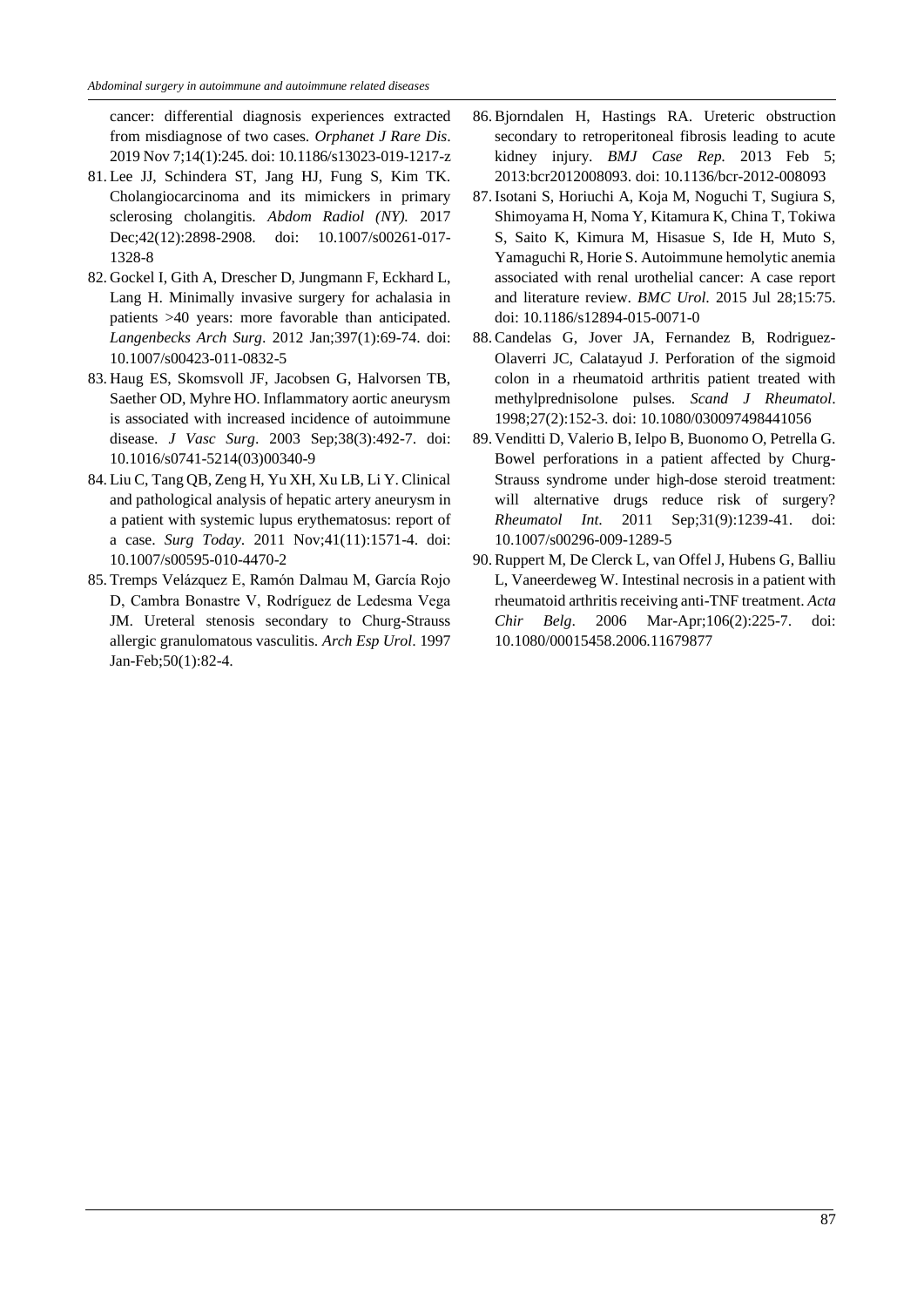cancer: differential diagnosis experiences extracted from misdiagnose of two cases. *Orphanet J Rare Dis*. 2019 Nov 7;14(1):245. doi: 10.1186/s13023-019-1217-z

81. Lee JJ, Schindera ST, Jang HJ, Fung S, Kim TK. Cholangiocarcinoma and its mimickers in primary sclerosing cholangitis. *Abdom Radiol (NY).* 2017 Dec;42(12):2898-2908. doi: 10.1007/s00261-017-1328-8
82. Gockel I, Gith A, Drescher D, Jungmann F, Eckhard L, Lang H. Minimally invasive surgery for achalasia in patients >40 years: more favorable than anticipated. *Langenbecks Arch Surg*. 2012 Jan;397(1):69-74. doi: 10.1007/s00423-011-0832-5
83. Haug ES, Skomsvoll JF, Jacobsen G, Halvorsen TB, Saether OD, Myhre HO. Inflammatory aortic aneurysm is associated with increased incidence of autoimmune disease. *J Vasc Surg*. 2003 Sep;38(3):492-7. doi: 10.1016/s0741-5214(03)00340-9
84. Liu C, Tang QB, Zeng H, Yu XH, Xu LB, Li Y. Clinical and pathological analysis of hepatic artery aneurysm in a patient with systemic lupus erythematosus: report of a case. *Surg Today*. 2011 Nov;41(11):1571-4. doi: 10.1007/s00595-010-4470-2
85. Tremps Velázquez E, Ramón Dalmau M, García Rojo D, Cambra Bonastre V, Rodríguez de Ledesma Vega JM. Ureteral stenosis secondary to Churg-Strauss allergic granulomatous vasculitis. *Arch Esp Urol*. 1997 Jan-Feb;50(1):82-4.
86. Bjorndalen H, Hastings RA. Ureteric obstruction secondary to retroperitoneal fibrosis leading to acute kidney injury. *BMJ Case Rep.* 2013 Feb 5; 2013:bcr2012008093. doi: 10.1136/bcr-2012-008093
87. Isotani S, Horiuchi A, Koja M, Noguchi T, Sugiura S, Shimoyama H, Noma Y, Kitamura K, China T, Tokiwa S, Saito K, Kimura M, Hisasue S, Ide H, Muto S, Yamaguchi R, Horie S. Autoimmune hemolytic anemia associated with renal urothelial cancer: A case report and literature review. *BMC Urol*. 2015 Jul 28;15:75. doi: 10.1186/s12894-015-0071-0
88. Candelas G, Jover JA, Fernandez B, Rodriguez-Olaverri JC, Calatayud J. Perforation of the sigmoid colon in a rheumatoid arthritis patient treated with methylprednisolone pulses. *Scand J Rheumatol*. 1998;27(2):152-3. doi: 10.1080/030097498441056
89. Venditti D, Valerio B, Ielpo B, Buonomo O, Petrella G. Bowel perforations in a patient affected by Churg-Strauss syndrome under high-dose steroid treatment: will alternative drugs reduce risk of surgery? *Rheumatol Int*. 2011 Sep;31(9):1239-41. doi: 10.1007/s00296-009-1289-5
90. Ruppert M, De Clerck L, van Offel J, Hubens G, Balliu L, Vaneerdeweg W. Intestinal necrosis in a patient with rheumatoid arthritis receiving anti-TNF treatment. *Acta Chir Belg*. 2006 Mar-Apr;106(2):225-7. doi: 10.1080/00015458.2006.11679877